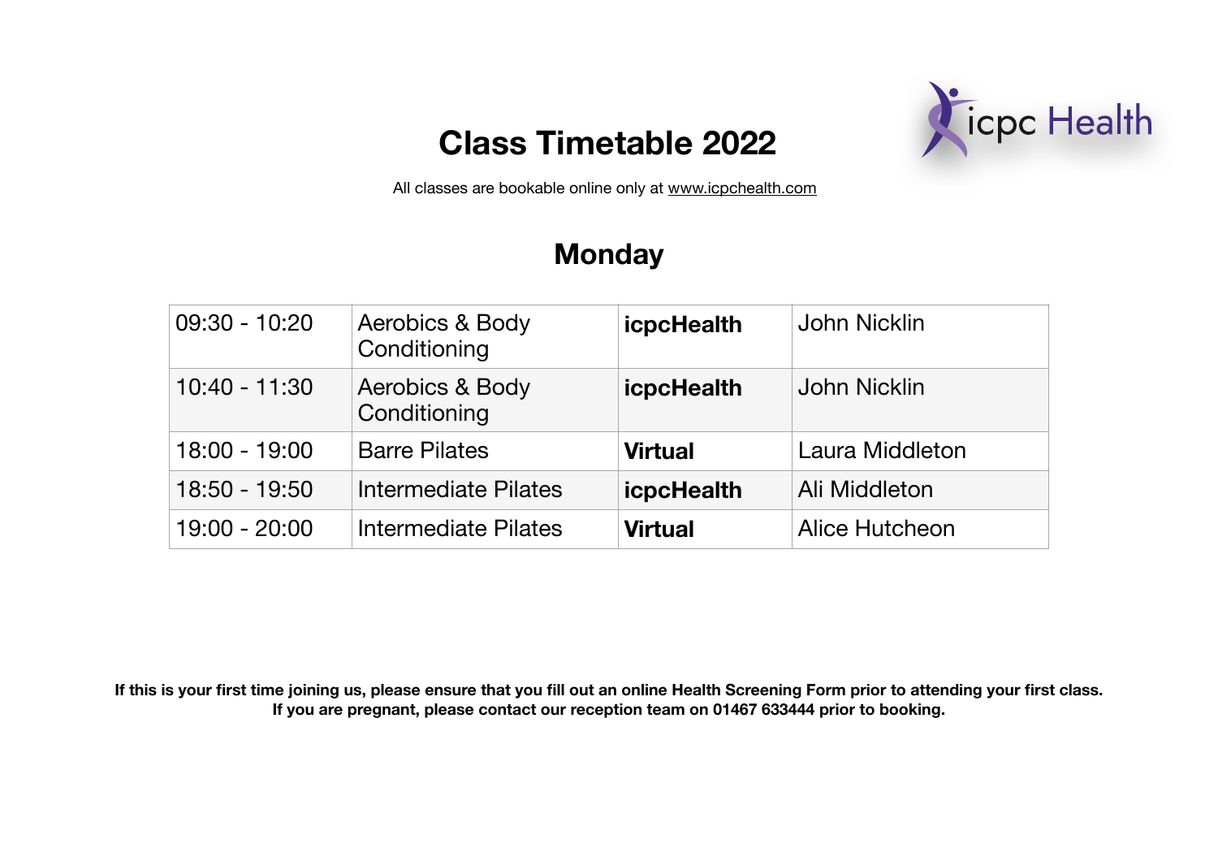# Class Timetable 2022

All classes are bookable online only at www.icpchealth.com

## Monday

| | | | |
|---|---|---|---|
| 09:30 - 10:20 | Aerobics & Body Conditioning | **icpcHealth** | John Nicklin |
| 10:40 - 11:30 | Aerobics & Body Conditioning | **icpcHealth** | John Nicklin |
| 18:00 - 19:00 | Barre Pilates | **Virtual** | Laura Middleton |
| 18:50 - 19:50 | Intermediate Pilates | **icpcHealth** | Ali Middleton |
| 19:00 - 20:00 | Intermediate Pilates | **Virtual** | Alice Hutcheon |

**If this is your first time joining us, please ensure that you fill out an online Health Screening Form prior to attending your first class.**
**If you are pregnant, please contact our reception team on 01467 633444 prior to booking.**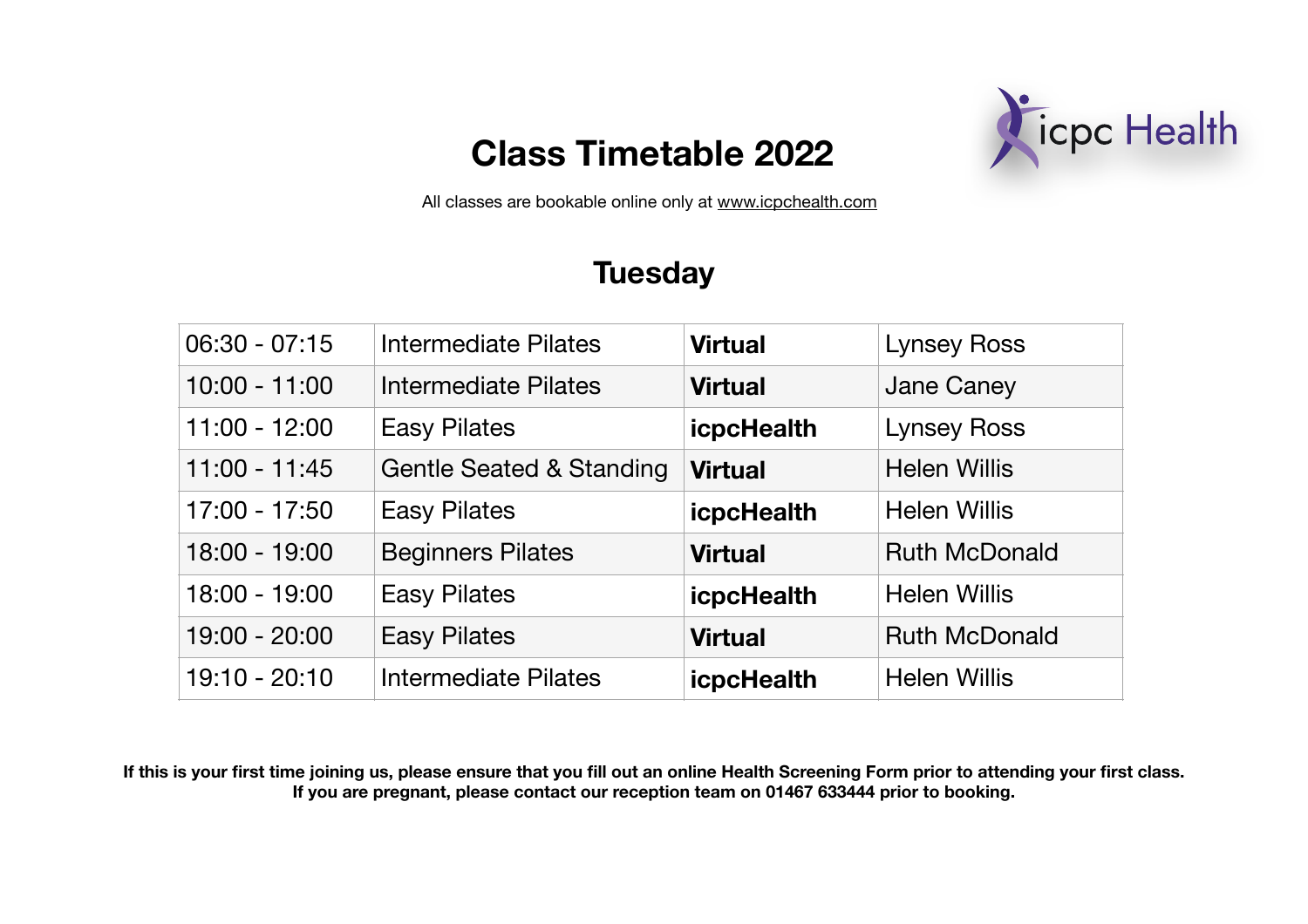# Class Timetable 2022

All classes are bookable online only at www.icpchealth.com

## Tuesday

| | | | |
|---|---|---|---|
| 06:30 - 07:15 | Intermediate Pilates | **Virtual** | Lynsey Ross |
| 10:00 - 11:00 | Intermediate Pilates | **Virtual** | Jane Caney |
| 11:00 - 12:00 | Easy Pilates | **icpcHealth** | Lynsey Ross |
| 11:00 - 11:45 | Gentle Seated & Standing | **Virtual** | Helen Willis |
| 17:00 - 17:50 | Easy Pilates | **icpcHealth** | Helen Willis |
| 18:00 - 19:00 | Beginners Pilates | **Virtual** | Ruth McDonald |
| 18:00 - 19:00 | Easy Pilates | **icpcHealth** | Helen Willis |
| 19:00 - 20:00 | Easy Pilates | **Virtual** | Ruth McDonald |
| 19:10 - 20:10 | Intermediate Pilates | **icpcHealth** | Helen Willis |

**If this is your first time joining us, please ensure that you fill out an online Health Screening Form prior to attending your first class. If you are pregnant, please contact our reception team on 01467 633444 prior to booking.**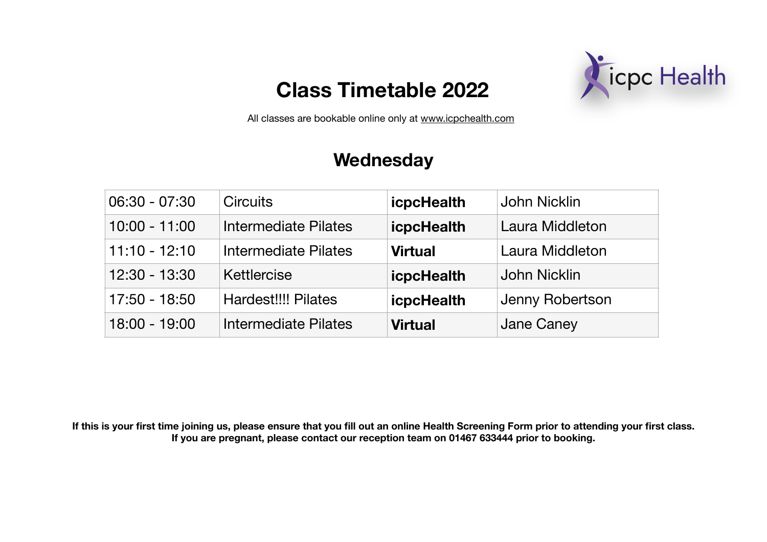# Class Timetable 2022

All classes are bookable online only at www.icpchealth.com

## Wednesday

| | | | |
|---|---|---|---|
| 06:30 - 07:30 | Circuits | **icpcHealth** | John Nicklin |
| 10:00 - 11:00 | Intermediate Pilates | **icpcHealth** | Laura Middleton |
| 11:10 - 12:10 | Intermediate Pilates | **Virtual** | Laura Middleton |
| 12:30 - 13:30 | Kettlercise | **icpcHealth** | John Nicklin |
| 17:50 - 18:50 | Hardest!!!! Pilates | **icpcHealth** | Jenny Robertson |
| 18:00 - 19:00 | Intermediate Pilates | **Virtual** | Jane Caney |

**If this is your first time joining us, please ensure that you fill out an online Health Screening Form prior to attending your first class.**
**If you are pregnant, please contact our reception team on 01467 633444 prior to booking.**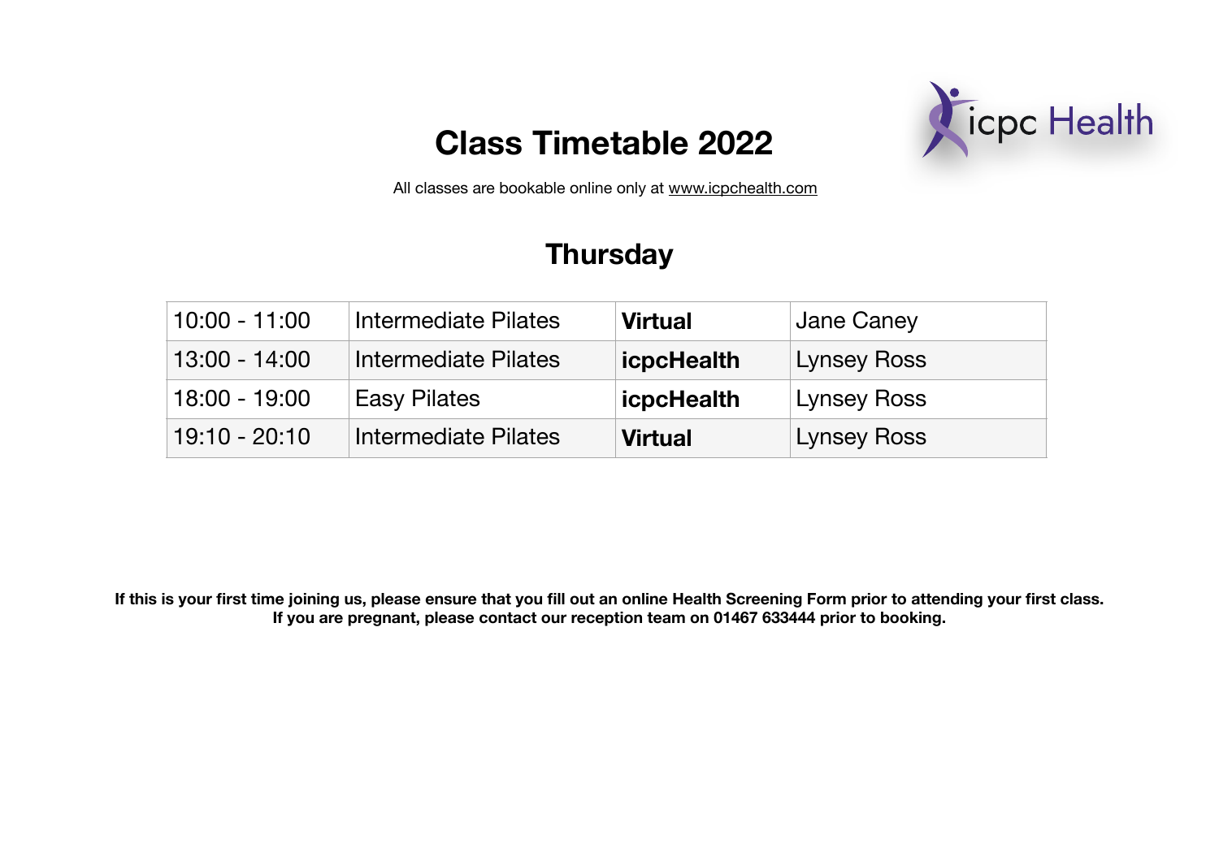# Class Timetable 2022

icpc Health

All classes are bookable online only at www.icpchealth.com

## Thursday

| | | | |
|---|---|---|---|
| 10:00 - 11:00 | Intermediate Pilates | **Virtual** | Jane Caney |
| 13:00 - 14:00 | Intermediate Pilates | **icpcHealth** | Lynsey Ross |
| 18:00 - 19:00 | Easy Pilates | **icpcHealth** | Lynsey Ross |
| 19:10 - 20:10 | Intermediate Pilates | **Virtual** | Lynsey Ross |

**If this is your first time joining us, please ensure that you fill out an online Health Screening Form prior to attending your first class.**
**If you are pregnant, please contact our reception team on 01467 633444 prior to booking.**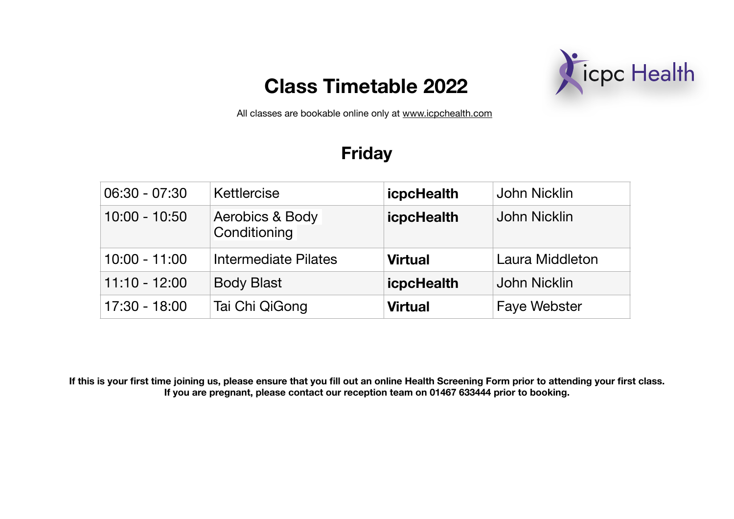# Class Timetable 2022

icpc Health

All classes are bookable online only at www.icpchealth.com

## Friday

| | | | |
|---|---|---|---|
| 06:30 - 07:30 | Kettlercise | **icpcHealth** | John Nicklin |
| 10:00 - 10:50 | Aerobics & Body Conditioning | **icpcHealth** | John Nicklin |
| 10:00 - 11:00 | Intermediate Pilates | **Virtual** | Laura Middleton |
| 11:10 - 12:00 | Body Blast | **icpcHealth** | John Nicklin |
| 17:30 - 18:00 | Tai Chi QiGong | **Virtual** | Faye Webster |

**If this is your first time joining us, please ensure that you fill out an online Health Screening Form prior to attending your first class. If you are pregnant, please contact our reception team on 01467 633444 prior to booking.**